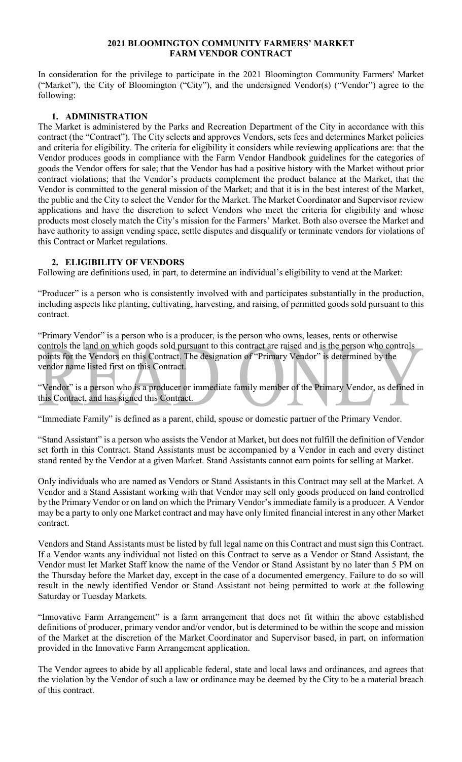# 2021 BLOOMINGTON COMMUNITY FARMERS' MARKET
# FARM VENDOR CONTRACT

In consideration for the privilege to participate in the 2021 Bloomington Community Farmers' Market ("Market"), the City of Bloomington ("City"), and the undersigned Vendor(s) ("Vendor") agree to the following:

## 1. ADMINISTRATION

The Market is administered by the Parks and Recreation Department of the City in accordance with this contract (the "Contract"). The City selects and approves Vendors, sets fees and determines Market policies and criteria for eligibility. The criteria for eligibility it considers while reviewing applications are: that the Vendor produces goods in compliance with the Farm Vendor Handbook guidelines for the categories of goods the Vendor offers for sale; that the Vendor has had a positive history with the Market without prior contract violations; that the Vendor's products complement the product balance at the Market, that the Vendor is committed to the general mission of the Market; and that it is in the best interest of the Market, the public and the City to select the Vendor for the Market. The Market Coordinator and Supervisor review applications and have the discretion to select Vendors who meet the criteria for eligibility and whose products most closely match the City's mission for the Farmers' Market. Both also oversee the Market and have authority to assign vending space, settle disputes and disqualify or terminate vendors for violations of this Contract or Market regulations.

## 2. ELIGIBILITY OF VENDORS

Following are definitions used, in part, to determine an individual's eligibility to vend at the Market:

"Producer" is a person who is consistently involved with and participates substantially in the production, including aspects like planting, cultivating, harvesting, and raising, of permitted goods sold pursuant to this contract.

"Primary Vendor" is a person who is a producer, is the person who owns, leases, rents or otherwise controls the land on which goods sold pursuant to this contract are raised and is the person who controls points for the Vendors on this Contract. The designation of "Primary Vendor" is determined by the vendor name listed first on this Contract.

"Vendor" is a person who is a producer or immediate family member of the Primary Vendor, as defined in this Contract, and has signed this Contract.

"Immediate Family" is defined as a parent, child, spouse or domestic partner of the Primary Vendor.

"Stand Assistant" is a person who assists the Vendor at Market, but does not fulfill the definition of Vendor set forth in this Contract. Stand Assistants must be accompanied by a Vendor in each and every distinct stand rented by the Vendor at a given Market. Stand Assistants cannot earn points for selling at Market.

Only individuals who are named as Vendors or Stand Assistants in this Contract may sell at the Market. A Vendor and a Stand Assistant working with that Vendor may sell only goods produced on land controlled by the Primary Vendor or on land on which the Primary Vendor's immediate family is a producer. A Vendor may be a party to only one Market contract and may have only limited financial interest in any other Market contract.

Vendors and Stand Assistants must be listed by full legal name on this Contract and must sign this Contract. If a Vendor wants any individual not listed on this Contract to serve as a Vendor or Stand Assistant, the Vendor must let Market Staff know the name of the Vendor or Stand Assistant by no later than 5 PM on the Thursday before the Market day, except in the case of a documented emergency. Failure to do so will result in the newly identified Vendor or Stand Assistant not being permitted to work at the following Saturday or Tuesday Markets.

"Innovative Farm Arrangement" is a farm arrangement that does not fit within the above established definitions of producer, primary vendor and/or vendor, but is determined to be within the scope and mission of the Market at the discretion of the Market Coordinator and Supervisor based, in part, on information provided in the Innovative Farm Arrangement application.

The Vendor agrees to abide by all applicable federal, state and local laws and ordinances, and agrees that the violation by the Vendor of such a law or ordinance may be deemed by the City to be a material breach of this contract.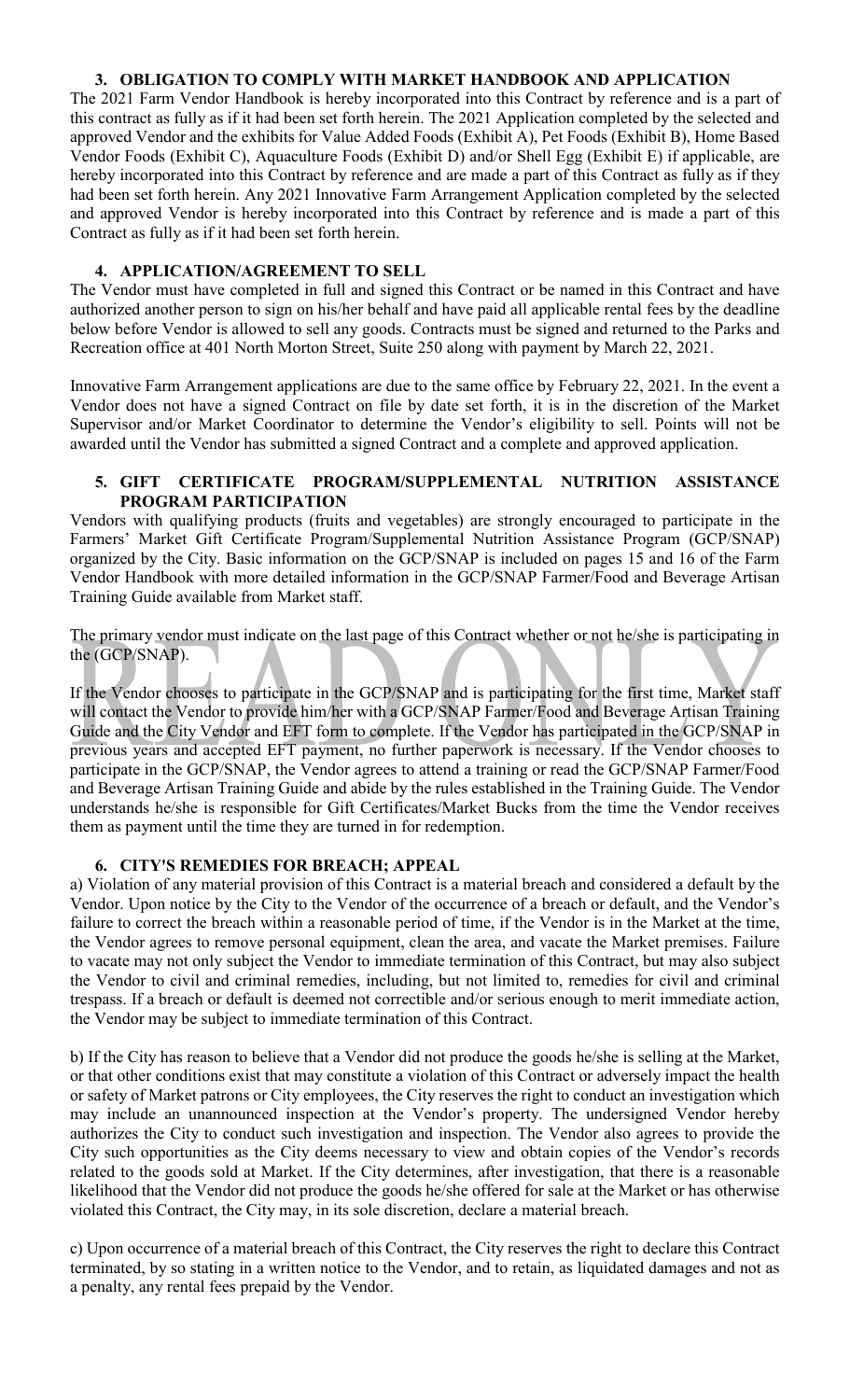### 3. OBLIGATION TO COMPLY WITH MARKET HANDBOOK AND APPLICATION

The 2021 Farm Vendor Handbook is hereby incorporated into this Contract by reference and is a part of this contract as fully as if it had been set forth herein. The 2021 Application completed by the selected and approved Vendor and the exhibits for Value Added Foods (Exhibit A), Pet Foods (Exhibit B), Home Based Vendor Foods (Exhibit C), Aquaculture Foods (Exhibit D) and/or Shell Egg (Exhibit E) if applicable, are hereby incorporated into this Contract by reference and are made a part of this Contract as fully as if they had been set forth herein. Any 2021 Innovative Farm Arrangement Application completed by the selected and approved Vendor is hereby incorporated into this Contract by reference and is made a part of this Contract as fully as if it had been set forth herein.

### 4. APPLICATION/AGREEMENT TO SELL

The Vendor must have completed in full and signed this Contract or be named in this Contract and have authorized another person to sign on his/her behalf and have paid all applicable rental fees by the deadline below before Vendor is allowed to sell any goods. Contracts must be signed and returned to the Parks and Recreation office at 401 North Morton Street, Suite 250 along with payment by March 22, 2021.

Innovative Farm Arrangement applications are due to the same office by February 22, 2021. In the event a Vendor does not have a signed Contract on file by date set forth, it is in the discretion of the Market Supervisor and/or Market Coordinator to determine the Vendor's eligibility to sell. Points will not be awarded until the Vendor has submitted a signed Contract and a complete and approved application.

### 5. GIFT CERTIFICATE PROGRAM/SUPPLEMENTAL NUTRITION ASSISTANCE PROGRAM PARTICIPATION

Vendors with qualifying products (fruits and vegetables) are strongly encouraged to participate in the Farmers' Market Gift Certificate Program/Supplemental Nutrition Assistance Program (GCP/SNAP) organized by the City. Basic information on the GCP/SNAP is included on pages 15 and 16 of the Farm Vendor Handbook with more detailed information in the GCP/SNAP Farmer/Food and Beverage Artisan Training Guide available from Market staff.

The primary vendor must indicate on the last page of this Contract whether or not he/she is participating in the (GCP/SNAP).

If the Vendor chooses to participate in the GCP/SNAP and is participating for the first time, Market staff will contact the Vendor to provide him/her with a GCP/SNAP Farmer/Food and Beverage Artisan Training Guide and the City Vendor and EFT form to complete. If the Vendor has participated in the GCP/SNAP in previous years and accepted EFT payment, no further paperwork is necessary. If the Vendor chooses to participate in the GCP/SNAP, the Vendor agrees to attend a training or read the GCP/SNAP Farmer/Food and Beverage Artisan Training Guide and abide by the rules established in the Training Guide. The Vendor understands he/she is responsible for Gift Certificates/Market Bucks from the time the Vendor receives them as payment until the time they are turned in for redemption.

### 6. CITY'S REMEDIES FOR BREACH; APPEAL

a) Violation of any material provision of this Contract is a material breach and considered a default by the Vendor. Upon notice by the City to the Vendor of the occurrence of a breach or default, and the Vendor's failure to correct the breach within a reasonable period of time, if the Vendor is in the Market at the time, the Vendor agrees to remove personal equipment, clean the area, and vacate the Market premises. Failure to vacate may not only subject the Vendor to immediate termination of this Contract, but may also subject the Vendor to civil and criminal remedies, including, but not limited to, remedies for civil and criminal trespass. If a breach or default is deemed not correctible and/or serious enough to merit immediate action, the Vendor may be subject to immediate termination of this Contract.

b) If the City has reason to believe that a Vendor did not produce the goods he/she is selling at the Market, or that other conditions exist that may constitute a violation of this Contract or adversely impact the health or safety of Market patrons or City employees, the City reserves the right to conduct an investigation which may include an unannounced inspection at the Vendor's property. The undersigned Vendor hereby authorizes the City to conduct such investigation and inspection. The Vendor also agrees to provide the City such opportunities as the City deems necessary to view and obtain copies of the Vendor's records related to the goods sold at Market. If the City determines, after investigation, that there is a reasonable likelihood that the Vendor did not produce the goods he/she offered for sale at the Market or has otherwise violated this Contract, the City may, in its sole discretion, declare a material breach.

c) Upon occurrence of a material breach of this Contract, the City reserves the right to declare this Contract terminated, by so stating in a written notice to the Vendor, and to retain, as liquidated damages and not as a penalty, any rental fees prepaid by the Vendor.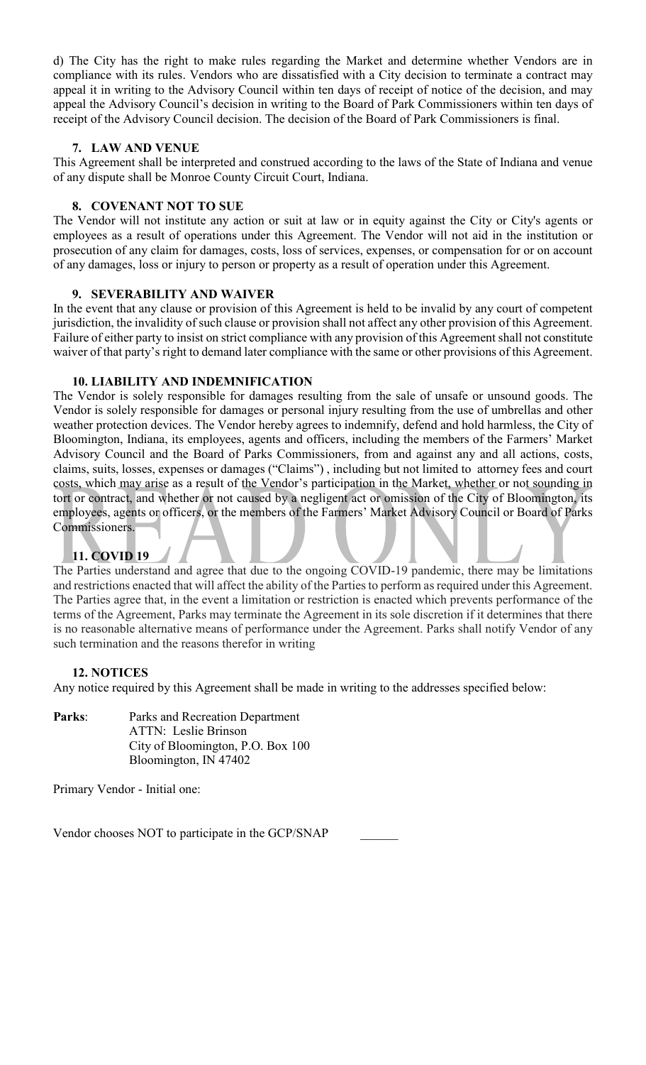d) The City has the right to make rules regarding the Market and determine whether Vendors are in compliance with its rules. Vendors who are dissatisfied with a City decision to terminate a contract may appeal it in writing to the Advisory Council within ten days of receipt of notice of the decision, and may appeal the Advisory Council's decision in writing to the Board of Park Commissioners within ten days of receipt of the Advisory Council decision. The decision of the Board of Park Commissioners is final.

### 7. LAW AND VENUE

This Agreement shall be interpreted and construed according to the laws of the State of Indiana and venue of any dispute shall be Monroe County Circuit Court, Indiana.

### 8. COVENANT NOT TO SUE

The Vendor will not institute any action or suit at law or in equity against the City or City's agents or employees as a result of operations under this Agreement. The Vendor will not aid in the institution or prosecution of any claim for damages, costs, loss of services, expenses, or compensation for or on account of any damages, loss or injury to person or property as a result of operation under this Agreement.

### 9. SEVERABILITY AND WAIVER

In the event that any clause or provision of this Agreement is held to be invalid by any court of competent jurisdiction, the invalidity of such clause or provision shall not affect any other provision of this Agreement. Failure of either party to insist on strict compliance with any provision of this Agreement shall not constitute waiver of that party's right to demand later compliance with the same or other provisions of this Agreement.

### 10. LIABILITY AND INDEMNIFICATION

The Vendor is solely responsible for damages resulting from the sale of unsafe or unsound goods. The Vendor is solely responsible for damages or personal injury resulting from the use of umbrellas and other weather protection devices. The Vendor hereby agrees to indemnify, defend and hold harmless, the City of Bloomington, Indiana, its employees, agents and officers, including the members of the Farmers' Market Advisory Council and the Board of Parks Commissioners, from and against any and all actions, costs, claims, suits, losses, expenses or damages ("Claims") , including but not limited to attorney fees and court costs, which may arise as a result of the Vendor's participation in the Market, whether or not sounding in tort or contract, and whether or not caused by a negligent act or omission of the City of Bloomington, its employees, agents or officers, or the members of the Farmers' Market Advisory Council or Board of Parks Commissioners.

### 11. COVID 19

The Parties understand and agree that due to the ongoing COVID-19 pandemic, there may be limitations and restrictions enacted that will affect the ability of the Parties to perform as required under this Agreement. The Parties agree that, in the event a limitation or restriction is enacted which prevents performance of the terms of the Agreement, Parks may terminate the Agreement in its sole discretion if it determines that there is no reasonable alternative means of performance under the Agreement. Parks shall notify Vendor of any such termination and the reasons therefor in writing

### 12. NOTICES

Any notice required by this Agreement shall be made in writing to the addresses specified below:

**Parks**: Parks and Recreation Department
ATTN: Leslie Brinson
City of Bloomington, P.O. Box 100
Bloomington, IN 47402

Primary Vendor - Initial one:

Vendor chooses NOT to participate in the GCP/SNAP ______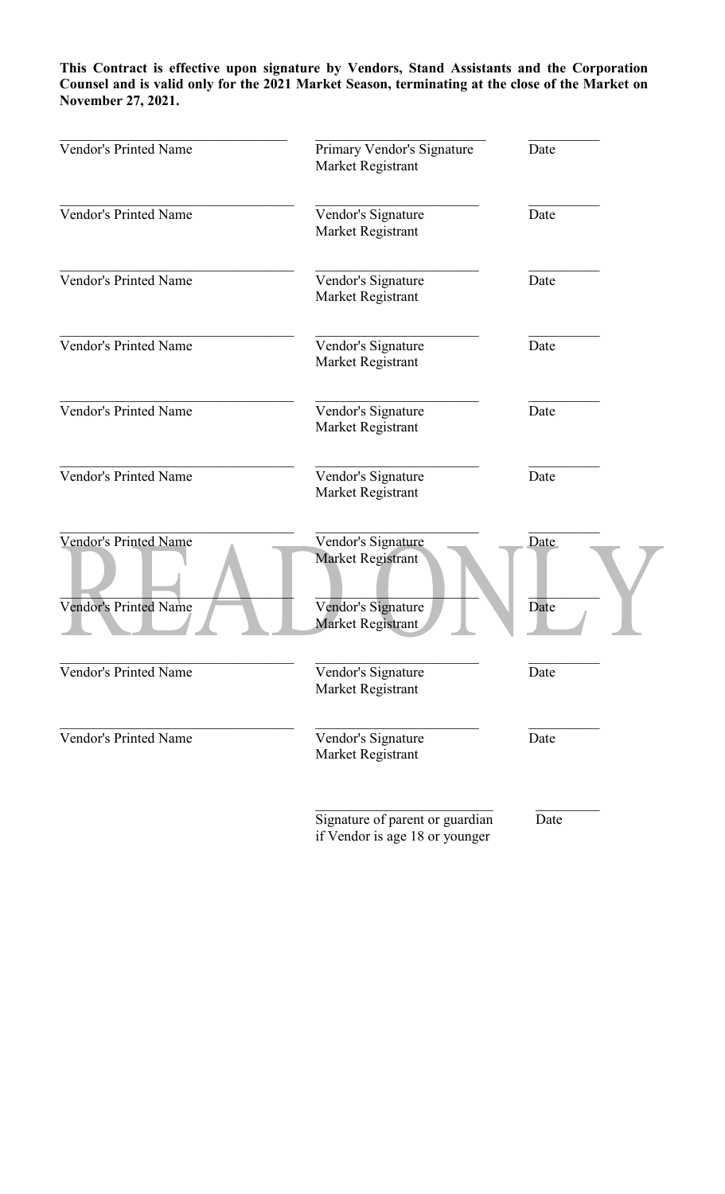**This Contract is effective upon signature by Vendors, Stand Assistants and the Corporation Counsel and is valid only for the 2021 Market Season, terminating at the close of the Market on November 27, 2021.**

| | | |
|---|---|---|
| \_\_\_\_\_\_\_\_\_\_\_\_\_\_\_\_\_\_\_\_\_\_\_\_\_\_\_\_ Vendor's Printed Name | \_\_\_\_\_\_\_\_\_\_\_\_\_\_\_\_\_\_\_\_\_\_\_\_ Primary Vendor's Signature Market Registrant | \_\_\_\_\_\_\_\_\_\_ Date |
| \_\_\_\_\_\_\_\_\_\_\_\_\_\_\_\_\_\_\_\_\_\_\_\_\_\_\_\_ Vendor's Printed Name | \_\_\_\_\_\_\_\_\_\_\_\_\_\_\_\_\_\_\_\_\_\_\_\_ Vendor's Signature Market Registrant | \_\_\_\_\_\_\_\_\_\_ Date |
| \_\_\_\_\_\_\_\_\_\_\_\_\_\_\_\_\_\_\_\_\_\_\_\_\_\_\_\_ Vendor's Printed Name | \_\_\_\_\_\_\_\_\_\_\_\_\_\_\_\_\_\_\_\_\_\_\_\_ Vendor's Signature Market Registrant | \_\_\_\_\_\_\_\_\_\_ Date |
| \_\_\_\_\_\_\_\_\_\_\_\_\_\_\_\_\_\_\_\_\_\_\_\_\_\_\_\_ Vendor's Printed Name | \_\_\_\_\_\_\_\_\_\_\_\_\_\_\_\_\_\_\_\_\_\_\_\_ Vendor's Signature Market Registrant | \_\_\_\_\_\_\_\_\_\_ Date |
| \_\_\_\_\_\_\_\_\_\_\_\_\_\_\_\_\_\_\_\_\_\_\_\_\_\_\_\_ Vendor's Printed Name | \_\_\_\_\_\_\_\_\_\_\_\_\_\_\_\_\_\_\_\_\_\_\_\_ Vendor's Signature Market Registrant | \_\_\_\_\_\_\_\_\_\_ Date |
| \_\_\_\_\_\_\_\_\_\_\_\_\_\_\_\_\_\_\_\_\_\_\_\_\_\_\_\_ Vendor's Printed Name | \_\_\_\_\_\_\_\_\_\_\_\_\_\_\_\_\_\_\_\_\_\_\_\_ Vendor's Signature Market Registrant | \_\_\_\_\_\_\_\_\_\_ Date |
| \_\_\_\_\_\_\_\_\_\_\_\_\_\_\_\_\_\_\_\_\_\_\_\_\_\_\_\_ Vendor's Printed Name | \_\_\_\_\_\_\_\_\_\_\_\_\_\_\_\_\_\_\_\_\_\_\_\_ Vendor's Signature Market Registrant | \_\_\_\_\_\_\_\_\_\_ Date |
| \_\_\_\_\_\_\_\_\_\_\_\_\_\_\_\_\_\_\_\_\_\_\_\_\_\_\_\_ Vendor's Printed Name | \_\_\_\_\_\_\_\_\_\_\_\_\_\_\_\_\_\_\_\_\_\_\_\_ Vendor's Signature Market Registrant | \_\_\_\_\_\_\_\_\_\_ Date |
| \_\_\_\_\_\_\_\_\_\_\_\_\_\_\_\_\_\_\_\_\_\_\_\_\_\_\_\_ Vendor's Printed Name | \_\_\_\_\_\_\_\_\_\_\_\_\_\_\_\_\_\_\_\_\_\_\_\_ Vendor's Signature Market Registrant | \_\_\_\_\_\_\_\_\_\_ Date |
| \_\_\_\_\_\_\_\_\_\_\_\_\_\_\_\_\_\_\_\_\_\_\_\_\_\_\_\_ Vendor's Printed Name | \_\_\_\_\_\_\_\_\_\_\_\_\_\_\_\_\_\_\_\_\_\_\_\_ Vendor's Signature Market Registrant | \_\_\_\_\_\_\_\_\_\_ Date |
| | \_\_\_\_\_\_\_\_\_\_\_\_\_\_\_\_\_\_\_\_\_\_\_\_ Signature of parent or guardian if Vendor is age 18 or younger | \_\_\_\_\_\_\_\_\_\_ Date |

READ ONLY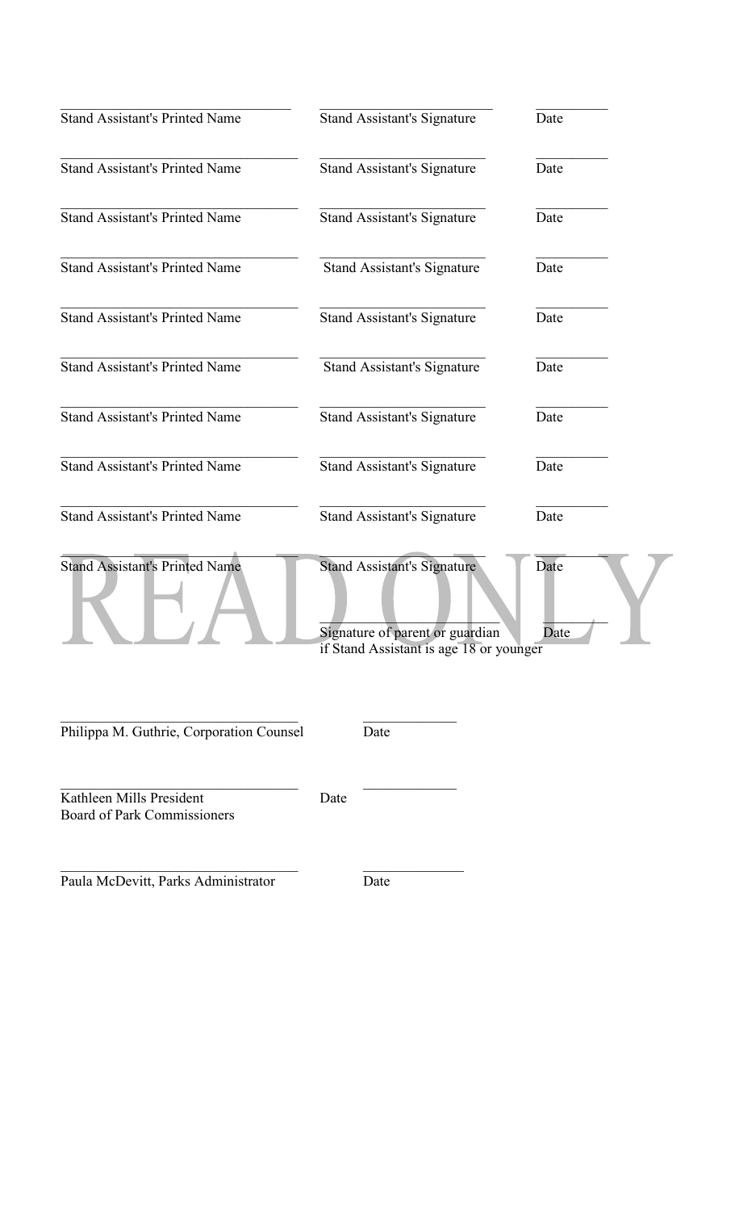| | | |
|---|---|---|
| Stand Assistant's Printed Name | Stand Assistant's Signature | Date |
| Stand Assistant's Printed Name | Stand Assistant's Signature | Date |
| Stand Assistant's Printed Name | Stand Assistant's Signature | Date |
| Stand Assistant's Printed Name | Stand Assistant's Signature | Date |
| Stand Assistant's Printed Name | Stand Assistant's Signature | Date |
| Stand Assistant's Printed Name | Stand Assistant's Signature | Date |
| Stand Assistant's Printed Name | Stand Assistant's Signature | Date |
| Stand Assistant's Printed Name | Stand Assistant's Signature | Date |
| Stand Assistant's Printed Name | Stand Assistant's Signature | Date |
| Stand Assistant's Printed Name | Stand Assistant's Signature | Date |
| | Signature of parent or guardian if Stand Assistant is age 18 or younger | Date |

READ ONLY

| | |
|---|---|
| Philippa M. Guthrie, Corporation Counsel | Date |
| Kathleen Mills President<br>Board of Park Commissioners | Date |
| Paula McDevitt, Parks Administrator | Date |